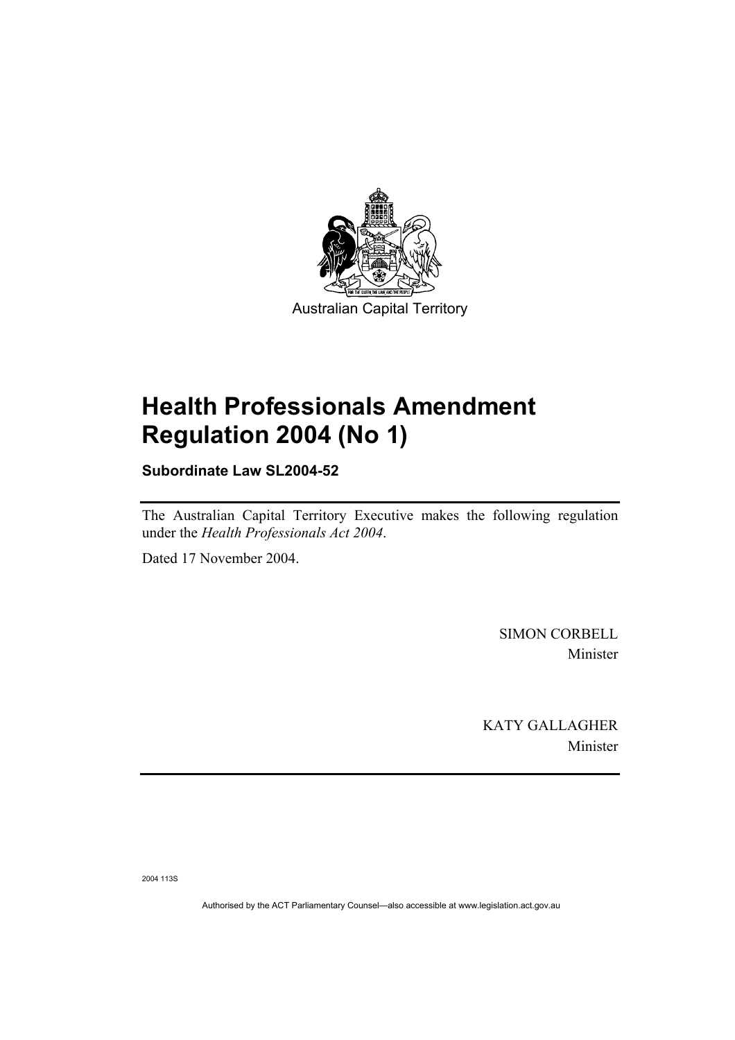Australian Capital Territory

# Health Professionals Amendment Regulation 2004 (No 1)

**Subordinate Law SL2004-52**

The Australian Capital Territory Executive makes the following regulation under the *Health Professionals Act 2004*.

Dated 17 November 2004.

SIMON CORBELL
Minister

KATY GALLAGHER
Minister

2004 113S

Authorised by the ACT Parliamentary Counsel—also accessible at www.legislation.act.gov.au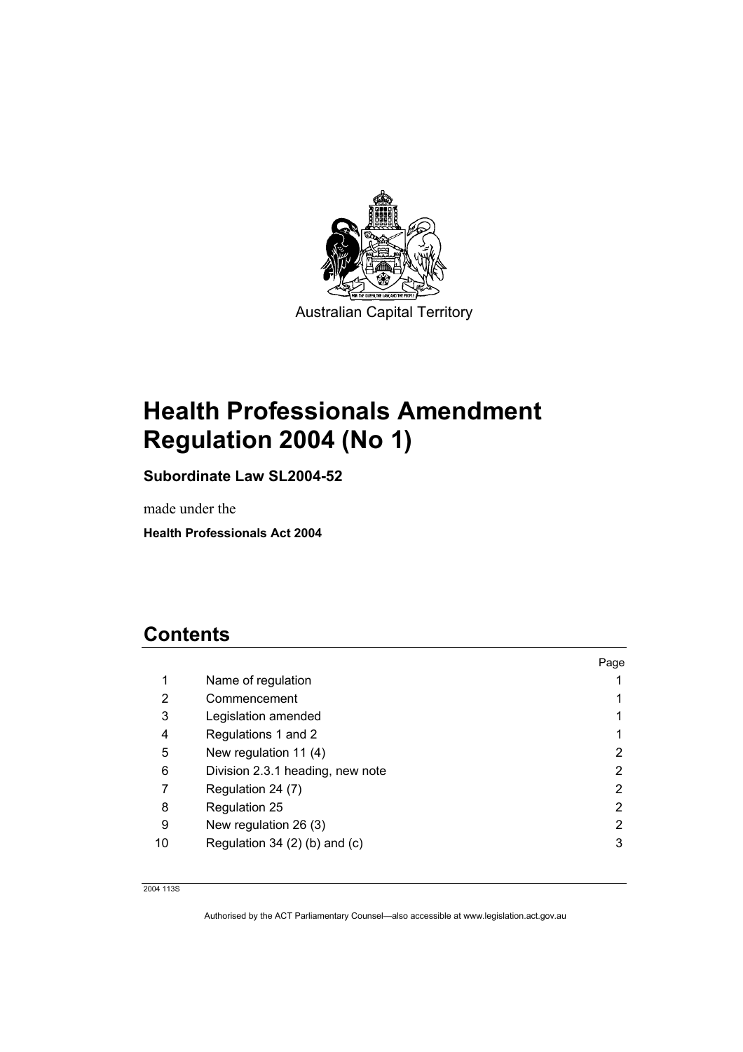Australian Capital Territory

# Health Professionals Amendment Regulation 2004 (No 1)

**Subordinate Law SL2004-52**

made under the

**Health Professionals Act 2004**

## Contents

| | | Page |
|---|---|---|
| 1 | Name of regulation | 1 |
| 2 | Commencement | 1 |
| 3 | Legislation amended | 1 |
| 4 | Regulations 1 and 2 | 1 |
| 5 | New regulation 11 (4) | 2 |
| 6 | Division 2.3.1 heading, new note | 2 |
| 7 | Regulation 24 (7) | 2 |
| 8 | Regulation 25 | 2 |
| 9 | New regulation 26 (3) | 2 |
| 10 | Regulation 34 (2) (b) and (c) | 3 |

2004 113S

Authorised by the ACT Parliamentary Counsel—also accessible at www.legislation.act.gov.au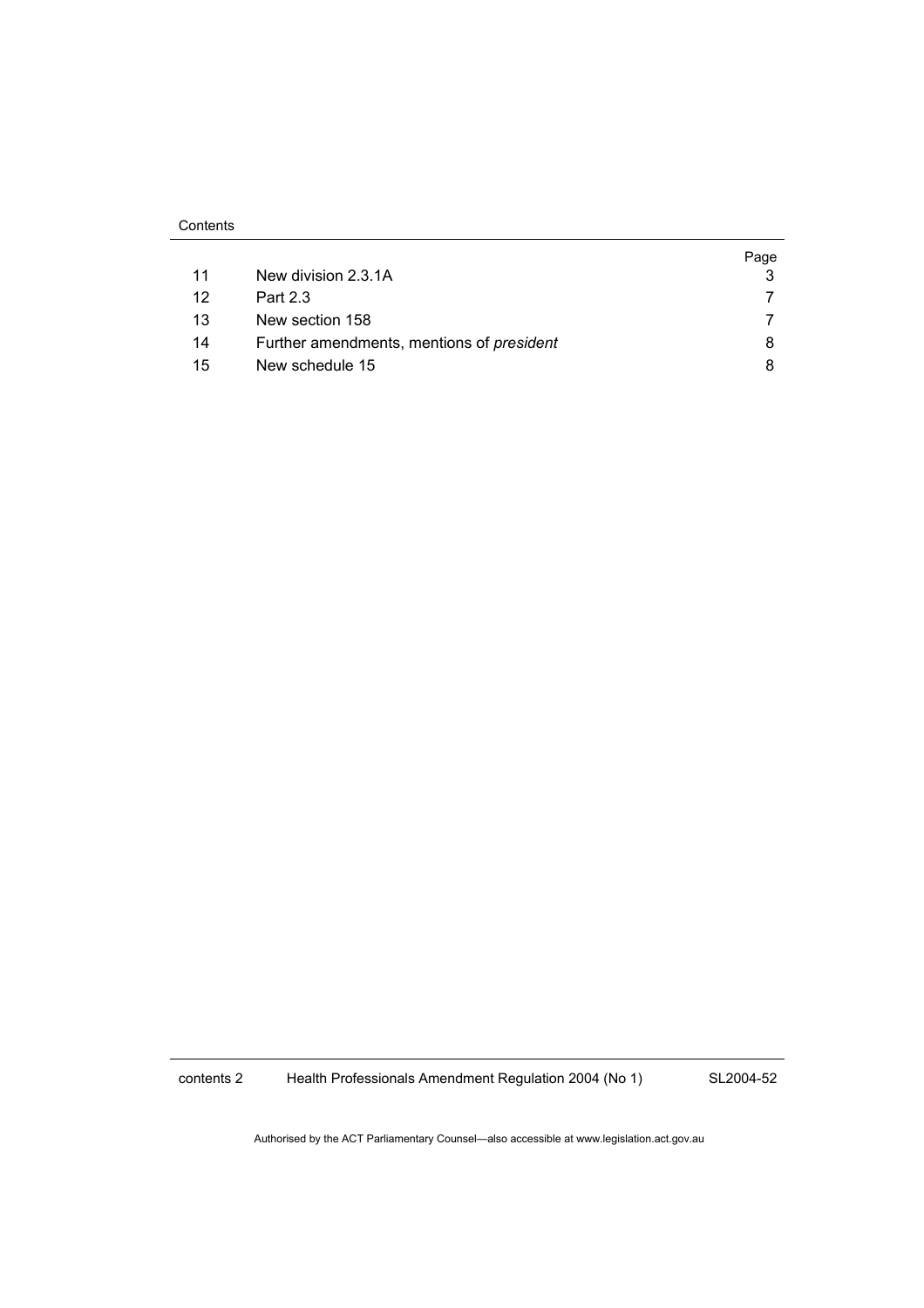| | | Page |
|---|---|---|
| 11 | New division 2.3.1A | 3 |
| 12 | Part 2.3 | 7 |
| 13 | New section 158 | 7 |
| 14 | Further amendments, mentions of *president* | 8 |
| 15 | New schedule 15 | 8 |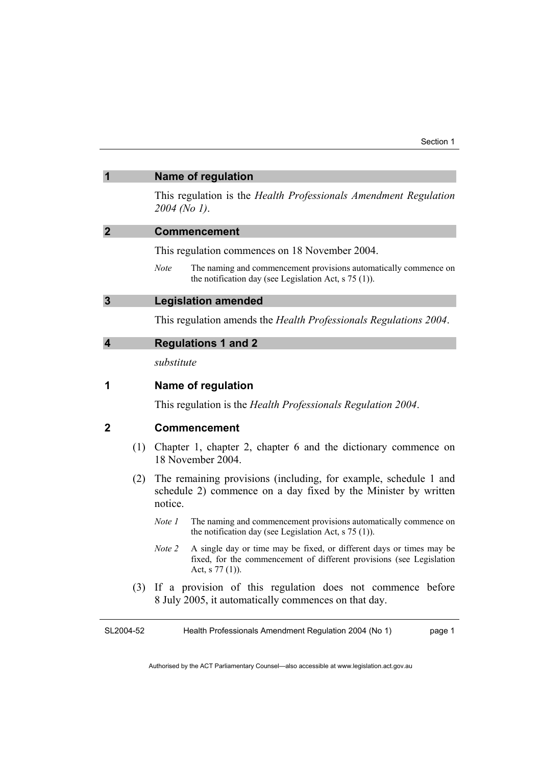## 1 Name of regulation

This regulation is the *Health Professionals Amendment Regulation 2004 (No 1)*.

## 2 Commencement

This regulation commences on 18 November 2004.

*Note* The naming and commencement provisions automatically commence on the notification day (see Legislation Act, s 75 (1)).

## 3 Legislation amended

This regulation amends the *Health Professionals Regulations 2004*.

## 4 Regulations 1 and 2

*substitute*

### 1 Name of regulation

This regulation is the *Health Professionals Regulation 2004*.

### 2 Commencement

(1) Chapter 1, chapter 2, chapter 6 and the dictionary commence on 18 November 2004.

(2) The remaining provisions (including, for example, schedule 1 and schedule 2) commence on a day fixed by the Minister by written notice.

*Note 1* The naming and commencement provisions automatically commence on the notification day (see Legislation Act, s 75 (1)).

*Note 2* A single day or time may be fixed, or different days or times may be fixed, for the commencement of different provisions (see Legislation Act, s 77 (1)).

(3) If a provision of this regulation does not commence before 8 July 2005, it automatically commences on that day.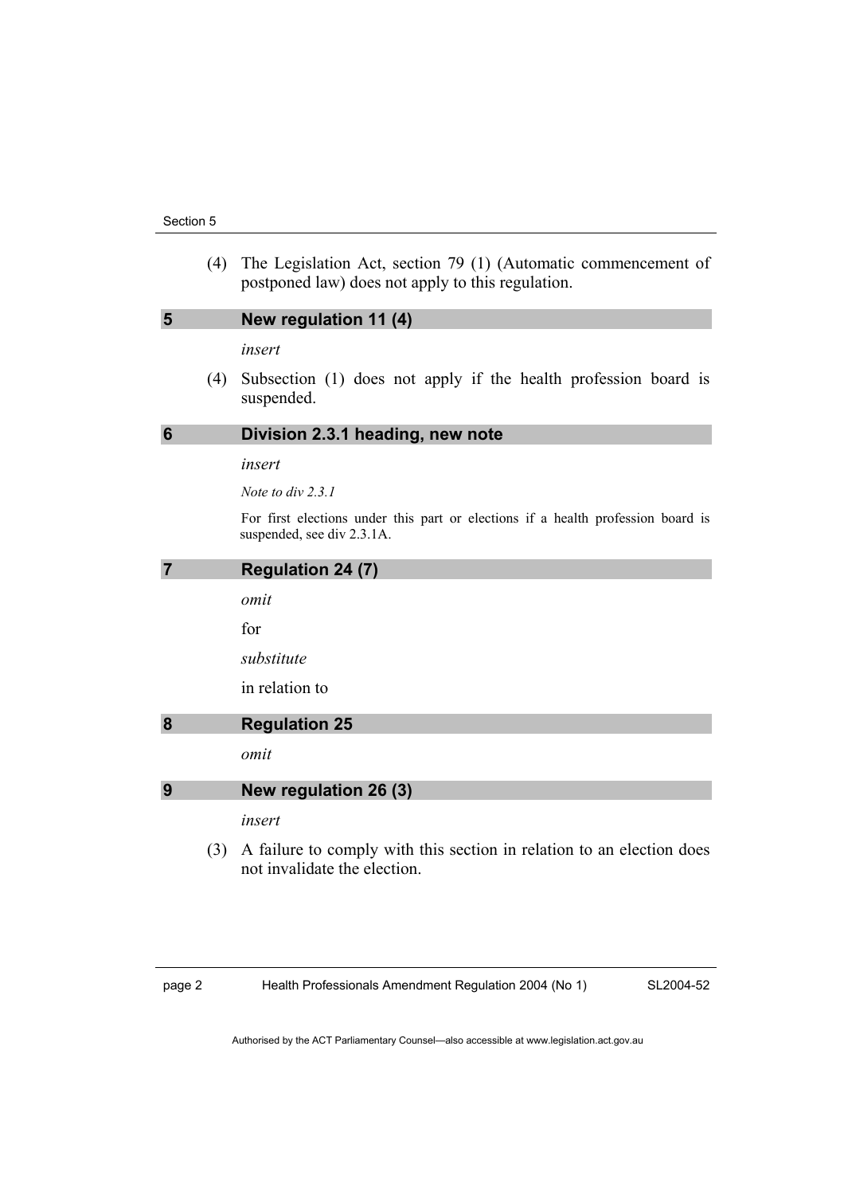(4) The Legislation Act, section 79 (1) (Automatic commencement of postponed law) does not apply to this regulation.

## 5 New regulation 11 (4)

*insert*

(4) Subsection (1) does not apply if the health profession board is suspended.

## 6 Division 2.3.1 heading, new note

*insert*

*Note to div 2.3.1*

For first elections under this part or elections if a health profession board is suspended, see div 2.3.1A.

## 7 Regulation 24 (7)

*omit*

for

*substitute*

in relation to

## 8 Regulation 25

*omit*

## 9 New regulation 26 (3)

*insert*

(3) A failure to comply with this section in relation to an election does not invalidate the election.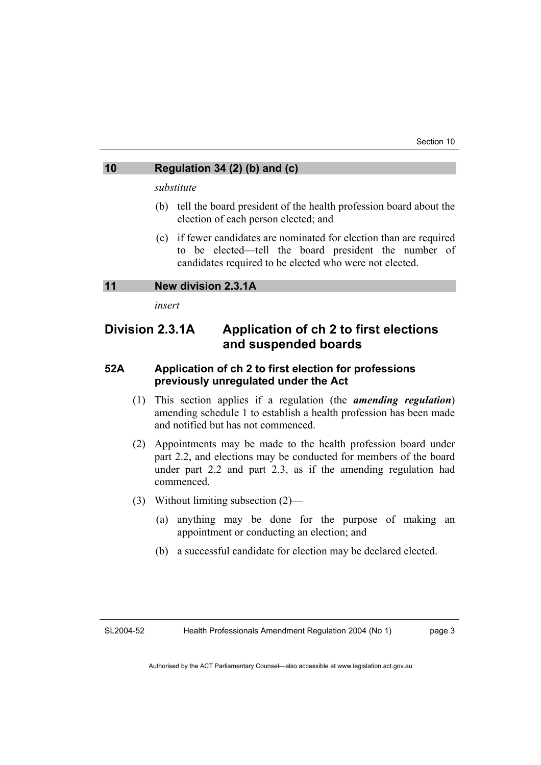## 10 Regulation 34 (2) (b) and (c)

*substitute*

(b) tell the board president of the health profession board about the election of each person elected; and

(c) if fewer candidates are nominated for election than are required to be elected—tell the board president the number of candidates required to be elected who were not elected.

## 11 New division 2.3.1A

*insert*

# Division 2.3.1A Application of ch 2 to first elections and suspended boards

### 52A Application of ch 2 to first election for professions previously unregulated under the Act

(1) This section applies if a regulation (the ***amending regulation***) amending schedule 1 to establish a health profession has been made and notified but has not commenced.

(2) Appointments may be made to the health profession board under part 2.2, and elections may be conducted for members of the board under part 2.2 and part 2.3, as if the amending regulation had commenced.

(3) Without limiting subsection (2)—

(a) anything may be done for the purpose of making an appointment or conducting an election; and

(b) a successful candidate for election may be declared elected.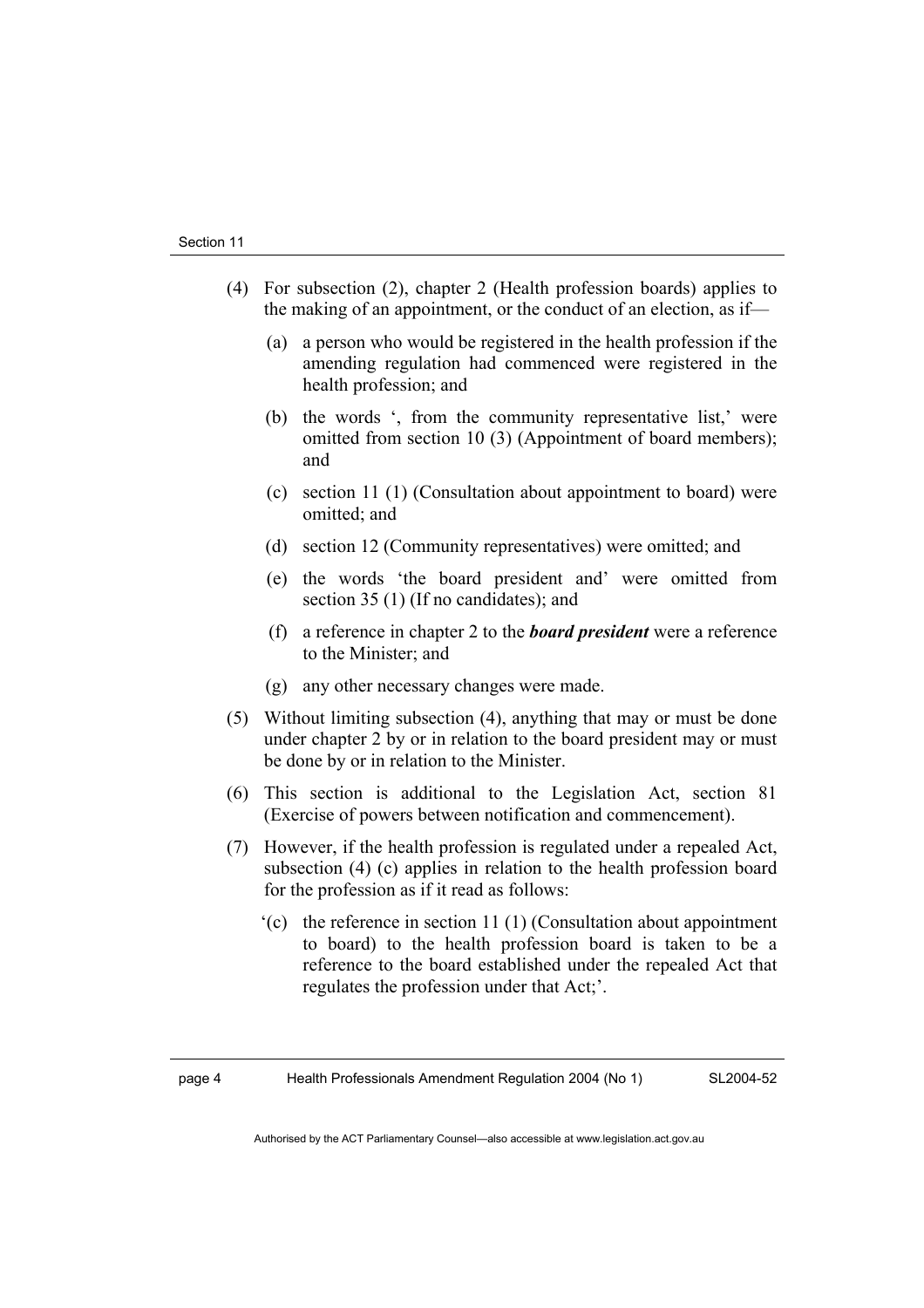(4) For subsection (2), chapter 2 (Health profession boards) applies to the making of an appointment, or the conduct of an election, as if—

   (a) a person who would be registered in the health profession if the amending regulation had commenced were registered in the health profession; and

   (b) the words ', from the community representative list,' were omitted from section 10 (3) (Appointment of board members); and

   (c) section 11 (1) (Consultation about appointment to board) were omitted; and

   (d) section 12 (Community representatives) were omitted; and

   (e) the words 'the board president and' were omitted from section 35 (1) (If no candidates); and

   (f) a reference in chapter 2 to the ***board president*** were a reference to the Minister; and

   (g) any other necessary changes were made.

(5) Without limiting subsection (4), anything that may or must be done under chapter 2 by or in relation to the board president may or must be done by or in relation to the Minister.

(6) This section is additional to the Legislation Act, section 81 (Exercise of powers between notification and commencement).

(7) However, if the health profession is regulated under a repealed Act, subsection (4) (c) applies in relation to the health profession board for the profession as if it read as follows:

   '(c) the reference in section 11 (1) (Consultation about appointment to board) to the health profession board is taken to be a reference to the board established under the repealed Act that regulates the profession under that Act;'.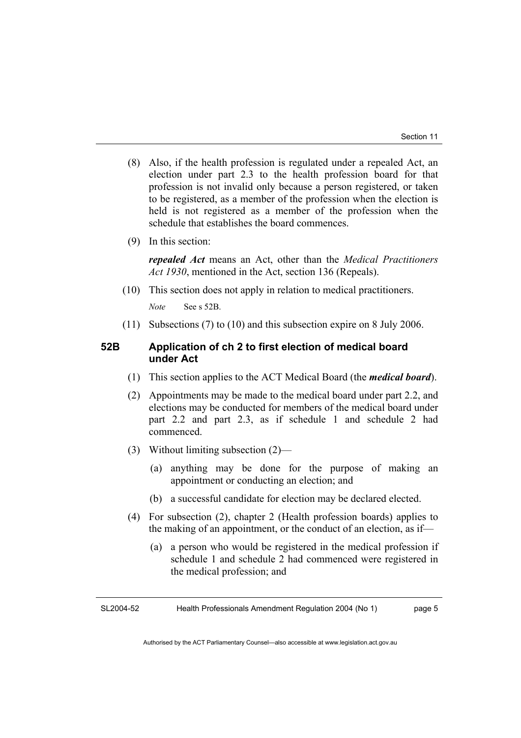(8) Also, if the health profession is regulated under a repealed Act, an election under part 2.3 to the health profession board for that profession is not invalid only because a person registered, or taken to be registered, as a member of the profession when the election is held is not registered as a member of the profession when the schedule that establishes the board commences.

(9) In this section:

***repealed Act*** means an Act, other than the *Medical Practitioners Act 1930*, mentioned in the Act, section 136 (Repeals).

(10) This section does not apply in relation to medical practitioners.

*Note* See s 52B.

(11) Subsections (7) to (10) and this subsection expire on 8 July 2006.

### 52B Application of ch 2 to first election of medical board under Act

(1) This section applies to the ACT Medical Board (the ***medical board***).

(2) Appointments may be made to the medical board under part 2.2, and elections may be conducted for members of the medical board under part 2.2 and part 2.3, as if schedule 1 and schedule 2 had commenced.

(3) Without limiting subsection (2)—

(a) anything may be done for the purpose of making an appointment or conducting an election; and

(b) a successful candidate for election may be declared elected.

(4) For subsection (2), chapter 2 (Health profession boards) applies to the making of an appointment, or the conduct of an election, as if—

(a) a person who would be registered in the medical profession if schedule 1 and schedule 2 had commenced were registered in the medical profession; and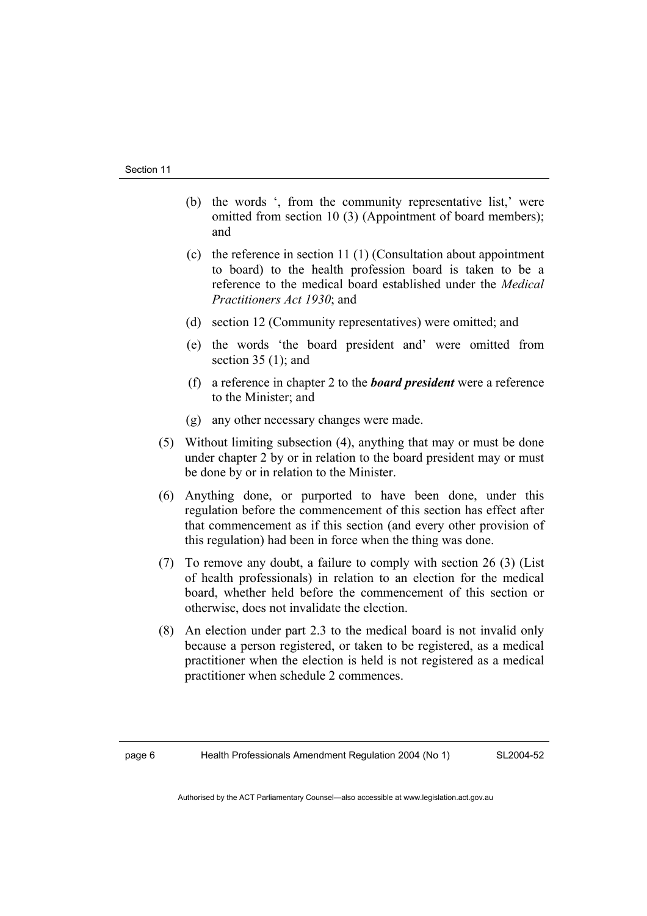(b) the words ', from the community representative list,' were omitted from section 10 (3) (Appointment of board members); and

(c) the reference in section 11 (1) (Consultation about appointment to board) to the health profession board is taken to be a reference to the medical board established under the *Medical Practitioners Act 1930*; and

(d) section 12 (Community representatives) were omitted; and

(e) the words 'the board president and' were omitted from section 35 (1); and

(f) a reference in chapter 2 to the ***board president*** were a reference to the Minister; and

(g) any other necessary changes were made.

(5) Without limiting subsection (4), anything that may or must be done under chapter 2 by or in relation to the board president may or must be done by or in relation to the Minister.

(6) Anything done, or purported to have been done, under this regulation before the commencement of this section has effect after that commencement as if this section (and every other provision of this regulation) had been in force when the thing was done.

(7) To remove any doubt, a failure to comply with section 26 (3) (List of health professionals) in relation to an election for the medical board, whether held before the commencement of this section or otherwise, does not invalidate the election.

(8) An election under part 2.3 to the medical board is not invalid only because a person registered, or taken to be registered, as a medical practitioner when the election is held is not registered as a medical practitioner when schedule 2 commences.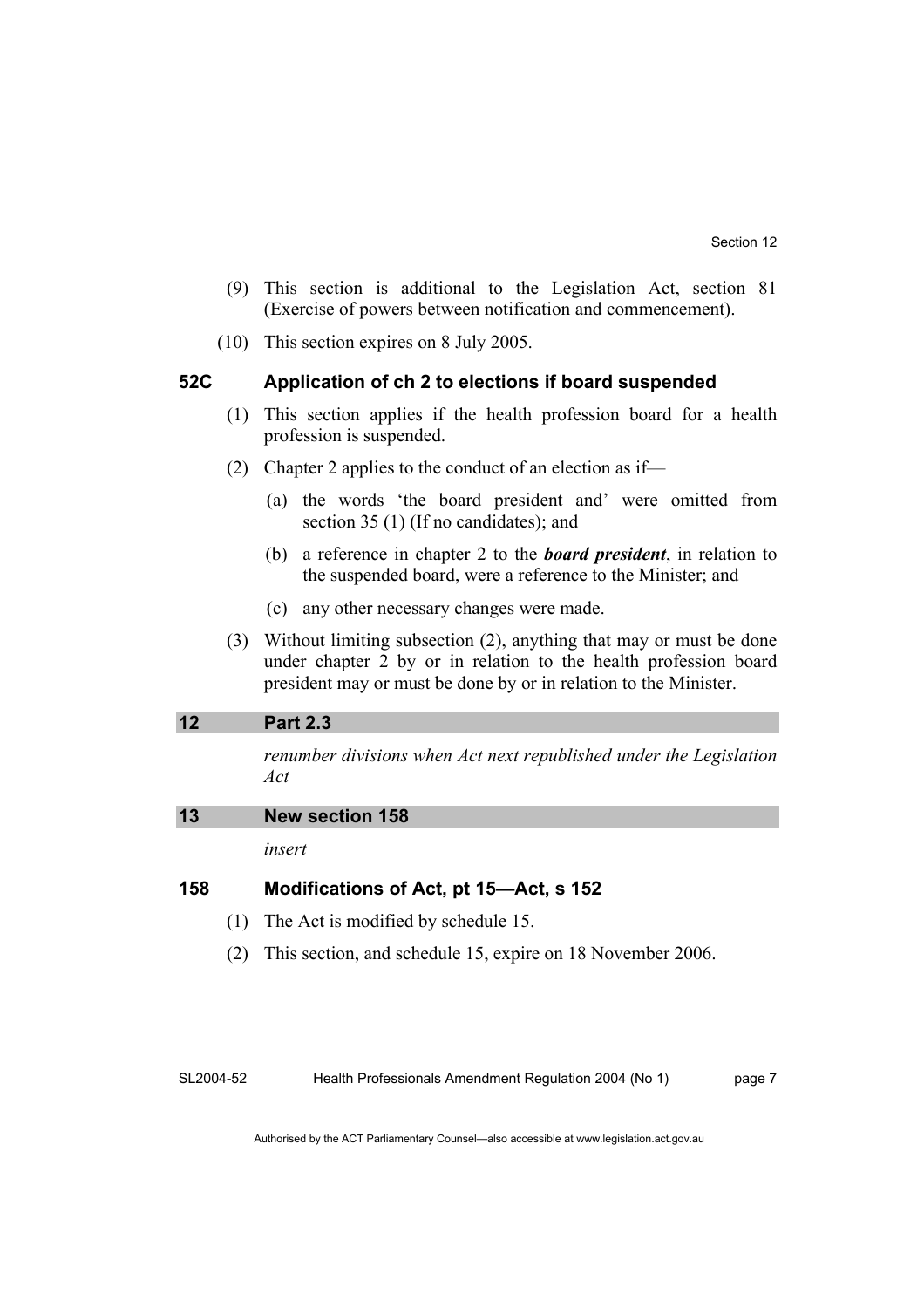(9) This section is additional to the Legislation Act, section 81 (Exercise of powers between notification and commencement).

(10) This section expires on 8 July 2005.

### 52C Application of ch 2 to elections if board suspended

(1) This section applies if the health profession board for a health profession is suspended.

(2) Chapter 2 applies to the conduct of an election as if—

(a) the words 'the board president and' were omitted from section 35 (1) (If no candidates); and

(b) a reference in chapter 2 to the ***board president***, in relation to the suspended board, were a reference to the Minister; and

(c) any other necessary changes were made.

(3) Without limiting subsection (2), anything that may or must be done under chapter 2 by or in relation to the health profession board president may or must be done by or in relation to the Minister.

## 12 Part 2.3

*renumber divisions when Act next republished under the Legislation Act*

## 13 New section 158

*insert*

### 158 Modifications of Act, pt 15—Act, s 152

(1) The Act is modified by schedule 15.

(2) This section, and schedule 15, expire on 18 November 2006.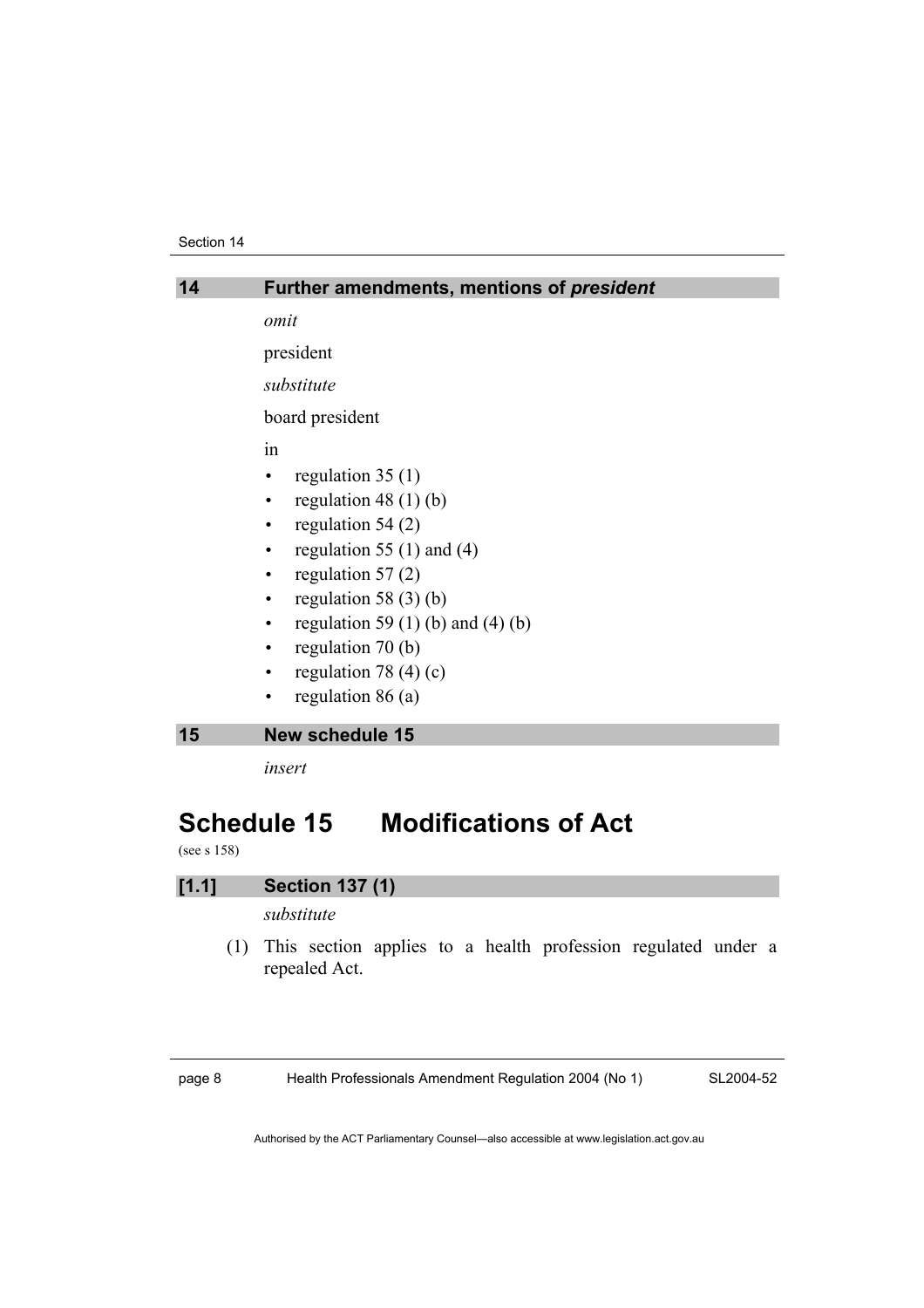## 14 Further amendments, mentions of *president*

*omit*

president

*substitute*

board president

in

- regulation 35 (1)
- regulation 48 (1) (b)
- regulation 54 (2)
- regulation 55 (1) and (4)
- regulation 57 (2)
- regulation 58 (3) (b)
- regulation 59 (1) (b) and (4) (b)
- regulation 70 (b)
- regulation 78 (4) (c)
- regulation 86 (a)

## 15 New schedule 15

*insert*

# Schedule 15 Modifications of Act

(see s 158)

## [1.1] Section 137 (1)

*substitute*

(1) This section applies to a health profession regulated under a repealed Act.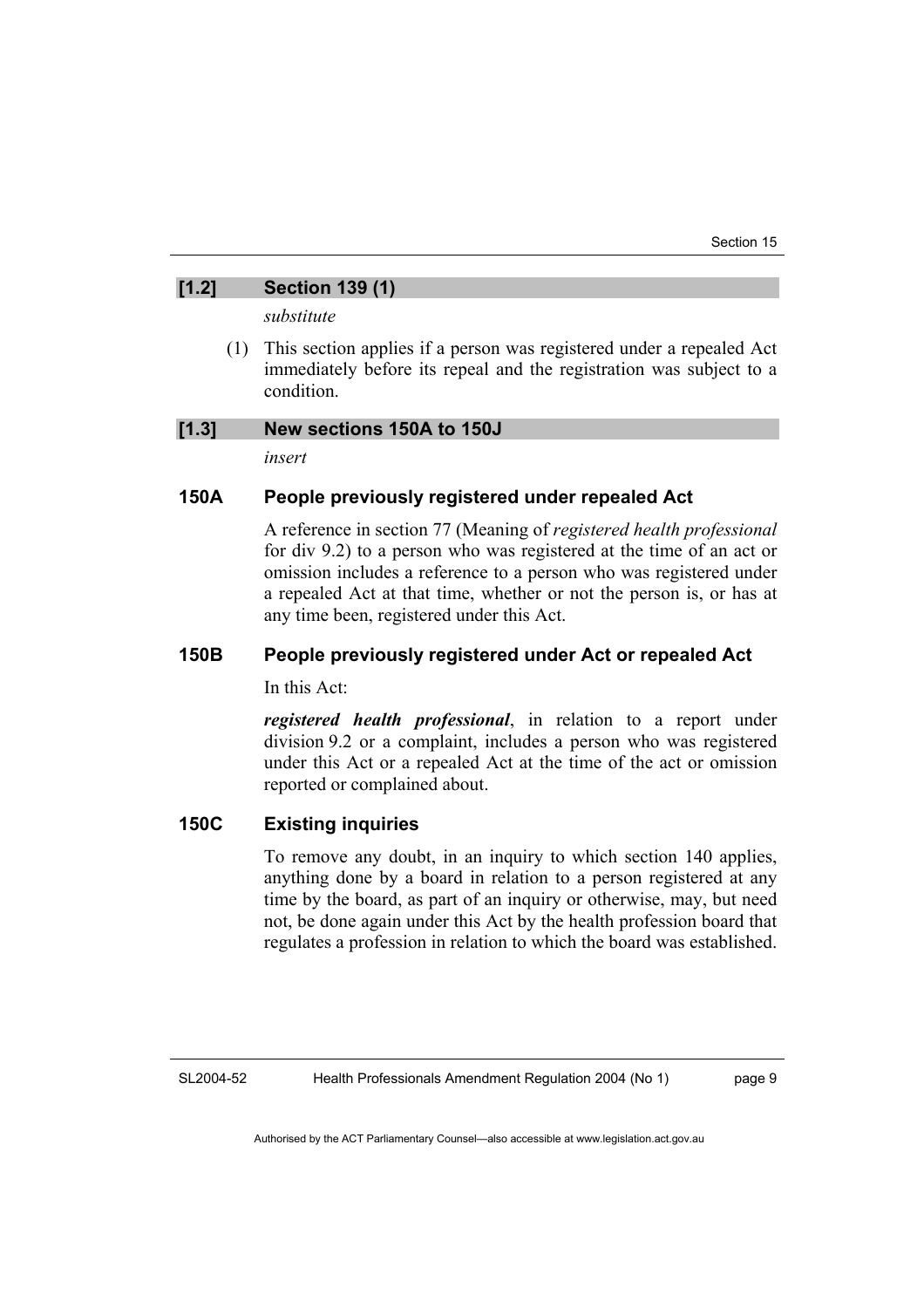## [1.2] Section 139 (1)

*substitute*

(1) This section applies if a person was registered under a repealed Act immediately before its repeal and the registration was subject to a condition.

## [1.3] New sections 150A to 150J

*insert*

### 150A People previously registered under repealed Act

A reference in section 77 (Meaning of *registered health professional* for div 9.2) to a person who was registered at the time of an act or omission includes a reference to a person who was registered under a repealed Act at that time, whether or not the person is, or has at any time been, registered under this Act.

### 150B People previously registered under Act or repealed Act

In this Act:

***registered health professional***, in relation to a report under division 9.2 or a complaint, includes a person who was registered under this Act or a repealed Act at the time of the act or omission reported or complained about.

### 150C Existing inquiries

To remove any doubt, in an inquiry to which section 140 applies, anything done by a board in relation to a person registered at any time by the board, as part of an inquiry or otherwise, may, but need not, be done again under this Act by the health profession board that regulates a profession in relation to which the board was established.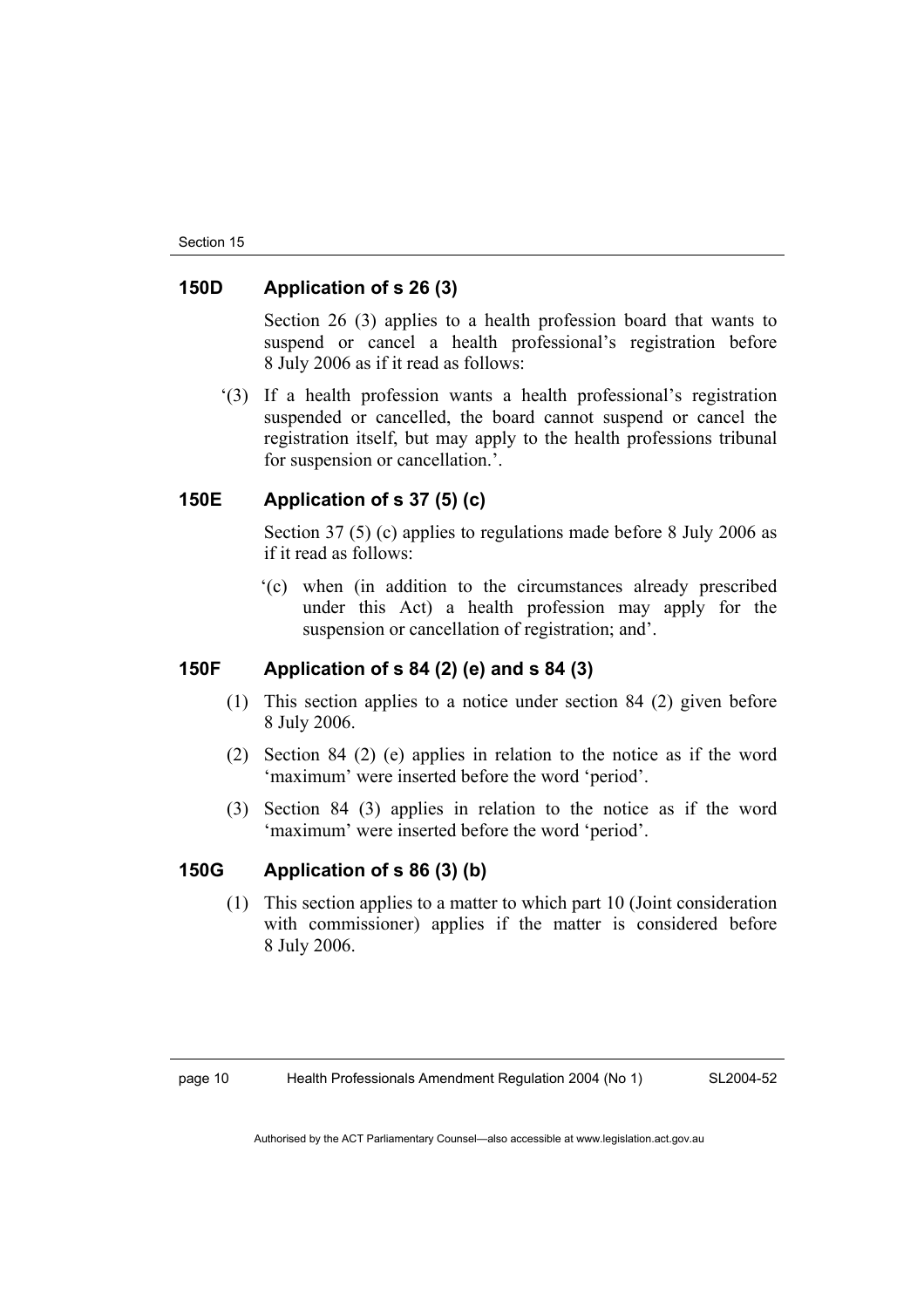### 150D Application of s 26 (3)

Section 26 (3) applies to a health profession board that wants to suspend or cancel a health professional's registration before 8 July 2006 as if it read as follows:

'(3) If a health profession wants a health professional's registration suspended or cancelled, the board cannot suspend or cancel the registration itself, but may apply to the health professions tribunal for suspension or cancellation.'.

### 150E Application of s 37 (5) (c)

Section 37 (5) (c) applies to regulations made before 8 July 2006 as if it read as follows:

'(c) when (in addition to the circumstances already prescribed under this Act) a health profession may apply for the suspension or cancellation of registration; and'.

### 150F Application of s 84 (2) (e) and s 84 (3)

(1) This section applies to a notice under section 84 (2) given before 8 July 2006.

(2) Section 84 (2) (e) applies in relation to the notice as if the word 'maximum' were inserted before the word 'period'.

(3) Section 84 (3) applies in relation to the notice as if the word 'maximum' were inserted before the word 'period'.

### 150G Application of s 86 (3) (b)

(1) This section applies to a matter to which part 10 (Joint consideration with commissioner) applies if the matter is considered before 8 July 2006.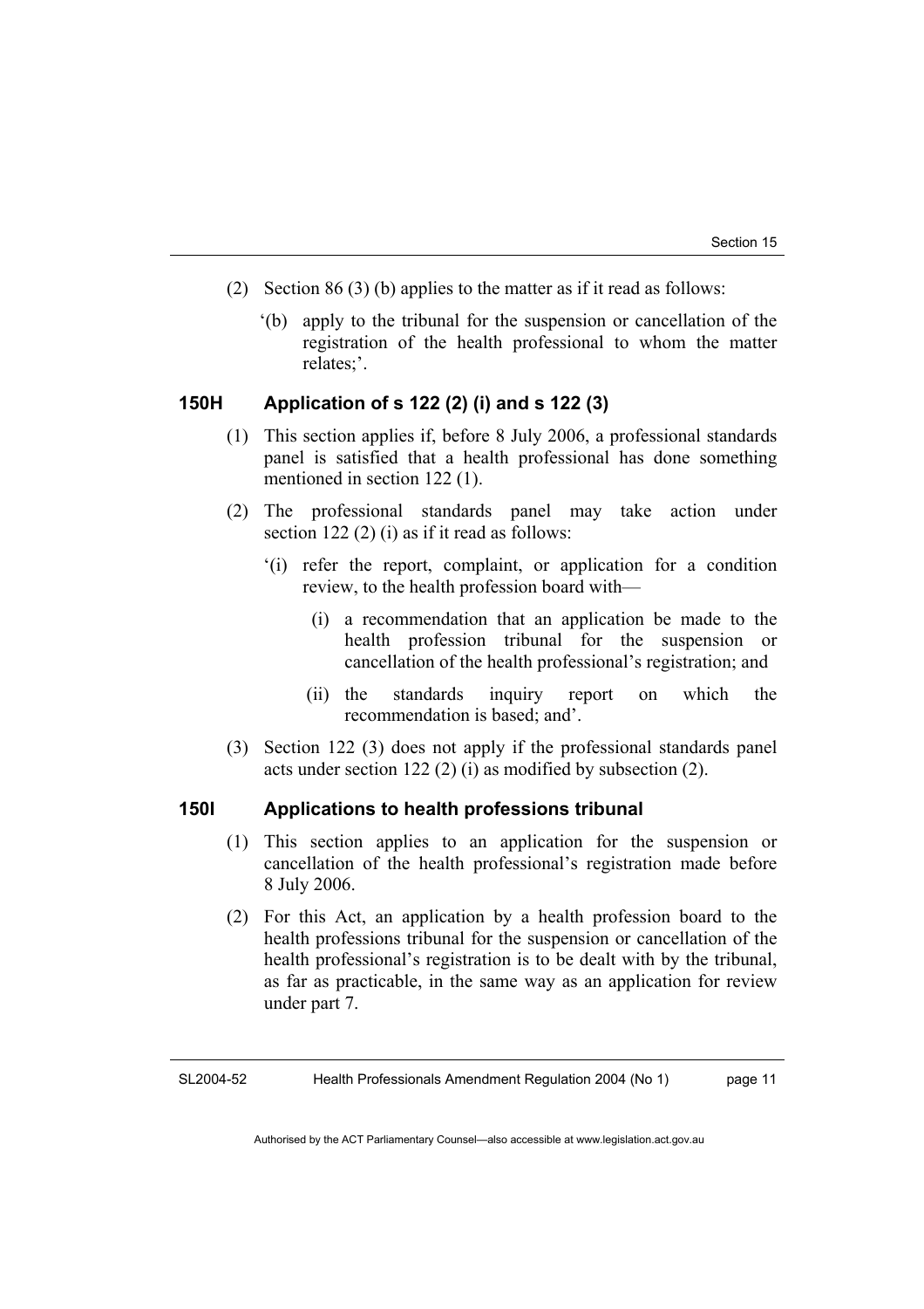(2) Section 86 (3) (b) applies to the matter as if it read as follows:

'(b) apply to the tribunal for the suspension or cancellation of the registration of the health professional to whom the matter relates;'.

### 150H Application of s 122 (2) (i) and s 122 (3)

(1) This section applies if, before 8 July 2006, a professional standards panel is satisfied that a health professional has done something mentioned in section 122 (1).

(2) The professional standards panel may take action under section 122 (2) (i) as if it read as follows:

'(i) refer the report, complaint, or application for a condition review, to the health profession board with—

(i) a recommendation that an application be made to the health profession tribunal for the suspension or cancellation of the health professional's registration; and

(ii) the standards inquiry report on which the recommendation is based; and'.

(3) Section 122 (3) does not apply if the professional standards panel acts under section 122 (2) (i) as modified by subsection (2).

### 150I Applications to health professions tribunal

(1) This section applies to an application for the suspension or cancellation of the health professional's registration made before 8 July 2006.

(2) For this Act, an application by a health profession board to the health professions tribunal for the suspension or cancellation of the health professional's registration is to be dealt with by the tribunal, as far as practicable, in the same way as an application for review under part 7.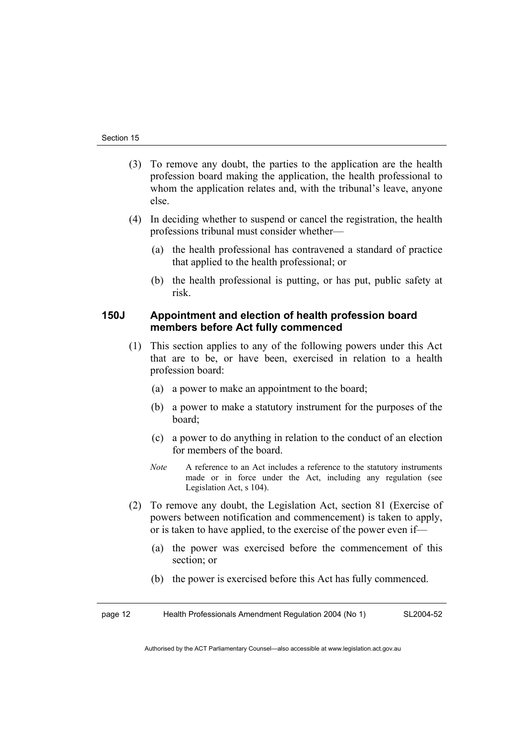(3) To remove any doubt, the parties to the application are the health profession board making the application, the health professional to whom the application relates and, with the tribunal's leave, anyone else.

(4) In deciding whether to suspend or cancel the registration, the health professions tribunal must consider whether—

(a) the health professional has contravened a standard of practice that applied to the health professional; or

(b) the health professional is putting, or has put, public safety at risk.

### 150J Appointment and election of health profession board members before Act fully commenced

(1) This section applies to any of the following powers under this Act that are to be, or have been, exercised in relation to a health profession board:

(a) a power to make an appointment to the board;

(b) a power to make a statutory instrument for the purposes of the board;

(c) a power to do anything in relation to the conduct of an election for members of the board.

*Note* A reference to an Act includes a reference to the statutory instruments made or in force under the Act, including any regulation (see Legislation Act, s 104).

(2) To remove any doubt, the Legislation Act, section 81 (Exercise of powers between notification and commencement) is taken to apply, or is taken to have applied, to the exercise of the power even if—

(a) the power was exercised before the commencement of this section; or

(b) the power is exercised before this Act has fully commenced.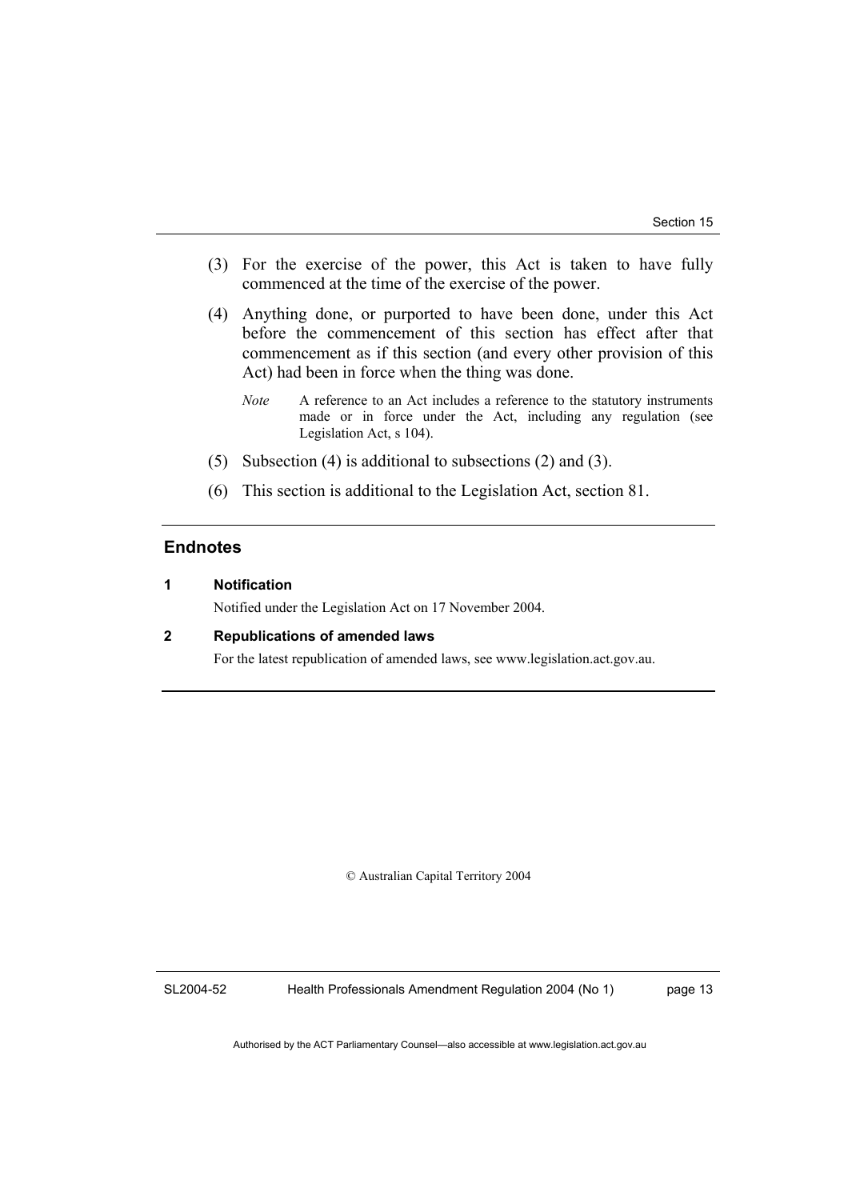(3) For the exercise of the power, this Act is taken to have fully commenced at the time of the exercise of the power.

(4) Anything done, or purported to have been done, under this Act before the commencement of this section has effect after that commencement as if this section (and every other provision of this Act) had been in force when the thing was done.

*Note* A reference to an Act includes a reference to the statutory instruments made or in force under the Act, including any regulation (see Legislation Act, s 104).

(5) Subsection (4) is additional to subsections (2) and (3).

(6) This section is additional to the Legislation Act, section 81.

## Endnotes

**1 Notification**

Notified under the Legislation Act on 17 November 2004.

**2 Republications of amended laws**

For the latest republication of amended laws, see www.legislation.act.gov.au.

© Australian Capital Territory 2004